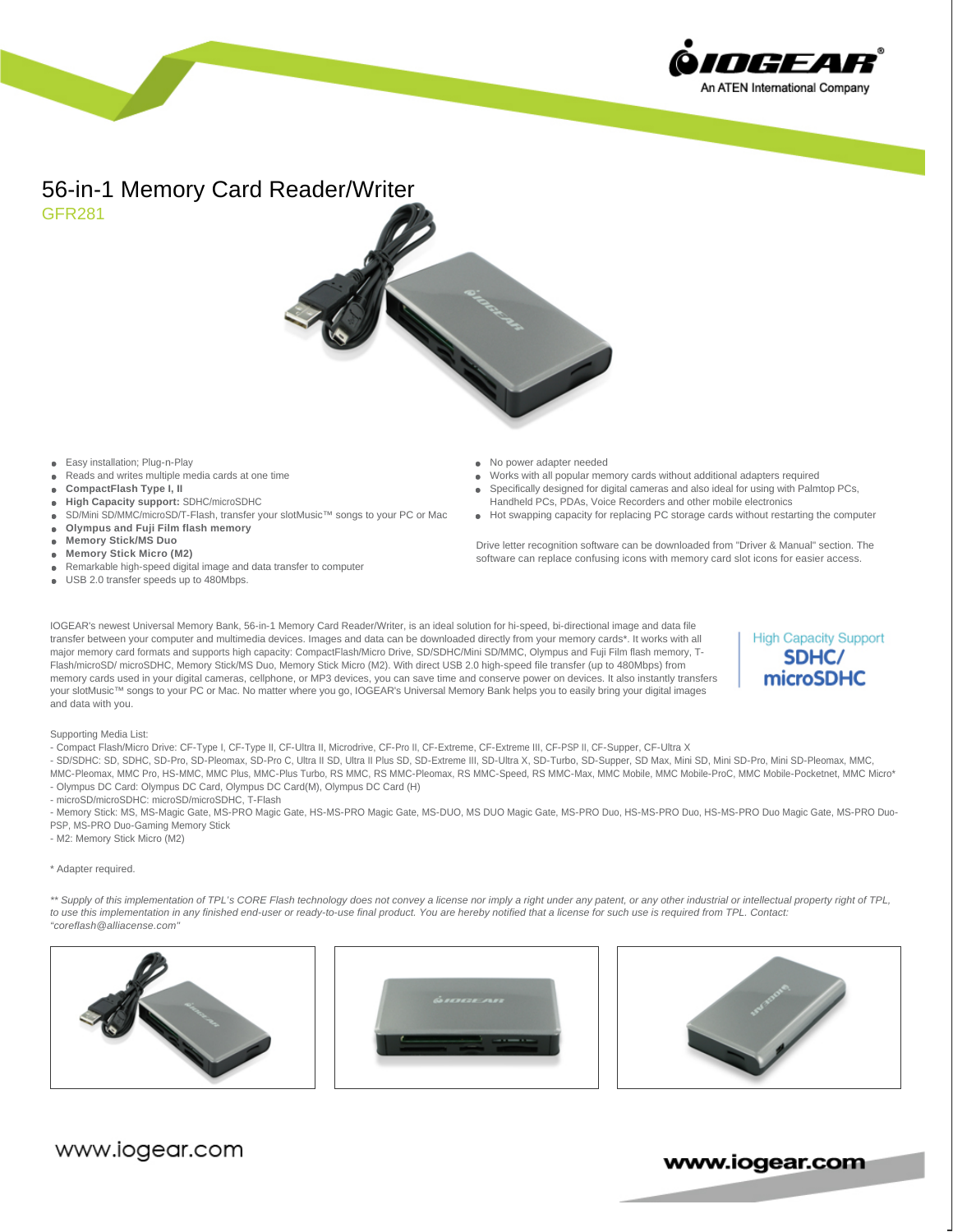# 56-in-1 Memory Card Reader/Writer

## GFR281

- Easy installation; Plug-n-Play
- Reads and writes multiple media cards at one time
- **CompactFlash Type I, II**
- **High Capacity support:** SDHC/microSDHC
- SD/Mini SD/MMC/microSD/T-Flash, transfer your slotMusic™ songs to your PC or Mac
- **Olympus and Fuji Film flash memory**
- **Memory Stick/MS Duo**
- **Memory Stick Micro (M2)**
- Remarkable high-speed digital image and data transfer to computer
- USB 2.0 transfer speeds up to 480Mbps.
- No power adapter needed
- Works with all popular memory cards without additional adapters required
- Specifically designed for digital cameras and also ideal for using with Palmtop PCs, Handheld PCs, PDAs, Voice Recorders and other mobile electronics
- Hot swapping capacity for replacing PC storage cards without restarting the computer

Drive letter recognition software can be downloaded from "Driver & Manual" section. The software can replace confusing icons with memory card slot icons for easier access.

IOGEAR's newest Universal Memory Bank, 56-in-1 Memory Card Reader/Writer, is an ideal solution for hi-speed, bi-directional image and data file transfer between your computer and multimedia devices. Images and data can be downloaded directly from your memory cards*. It works with all major memory card formats and supports high capacity: CompactFlash/Micro Drive, SD/SDHC/Mini SD/MMC, Olympus and Fuji Film flash memory, T-Flash/microSD/ microSDHC, Memory Stick/MS Duo, Memory Stick Micro (M2). With direct USB 2.0 high-speed file transfer (up to 480Mbps) from memory cards used in your digital cameras, cellphone, or MP3 devices, you can save time and conserve power on devices. It also instantly transfers your slotMusic™ songs to your PC or Mac. No matter where you go, IOGEAR's Universal Memory Bank helps you to easily bring your digital images and data with you.

High Capacity Support
**SDHC/ microSDHC**

Supporting Media List:
- Compact Flash/Micro Drive: CF-Type I, CF-Type II, CF-Ultra II, Microdrive, CF-Pro II, CF-Extreme, CF-Extreme III, CF-PSP II, CF-Supper, CF-Ultra X
- SD/SDHC: SD, SDHC, SD-Pro, SD-Pleomax, SD-Pro C, Ultra II SD, Ultra II Plus SD, SD-Extreme III, SD-Ultra X, SD-Turbo, SD-Supper, SD Max, Mini SD, Mini SD-Pro, Mini SD-Pleomax, MMC, MMC-Pleomax, MMC Pro, HS-MMC, MMC Plus, MMC-Plus Turbo, RS MMC, RS MMC-Pleomax, RS MMC-Speed, RS MMC-Max, MMC Mobile, MMC Mobile-ProC, MMC Mobile-Pocketnet, MMC Micro*
- Olympus DC Card: Olympus DC Card, Olympus DC Card(M), Olympus DC Card (H)
- microSD/microSDHC: microSD/microSDHC, T-Flash
- Memory Stick: MS, MS-Magic Gate, MS-PRO Magic Gate, HS-MS-PRO Magic Gate, MS-DUO, MS DUO Magic Gate, MS-PRO Duo, HS-MS-PRO Duo, HS-MS-PRO Duo Magic Gate, MS-PRO Duo-PSP, MS-PRO Duo-Gaming Memory Stick
- M2: Memory Stick Micro (M2)

\* Adapter required.

*\*\* Supply of this implementation of TPL's CORE Flash technology does not convey a license nor imply a right under any patent, or any other industrial or intellectual property right of TPL, to use this implementation in any finished end-user or ready-to-use final product. You are hereby notified that a license for such use is required from TPL. Contact: "coreflash@alliacense.com"*

www.iogear.com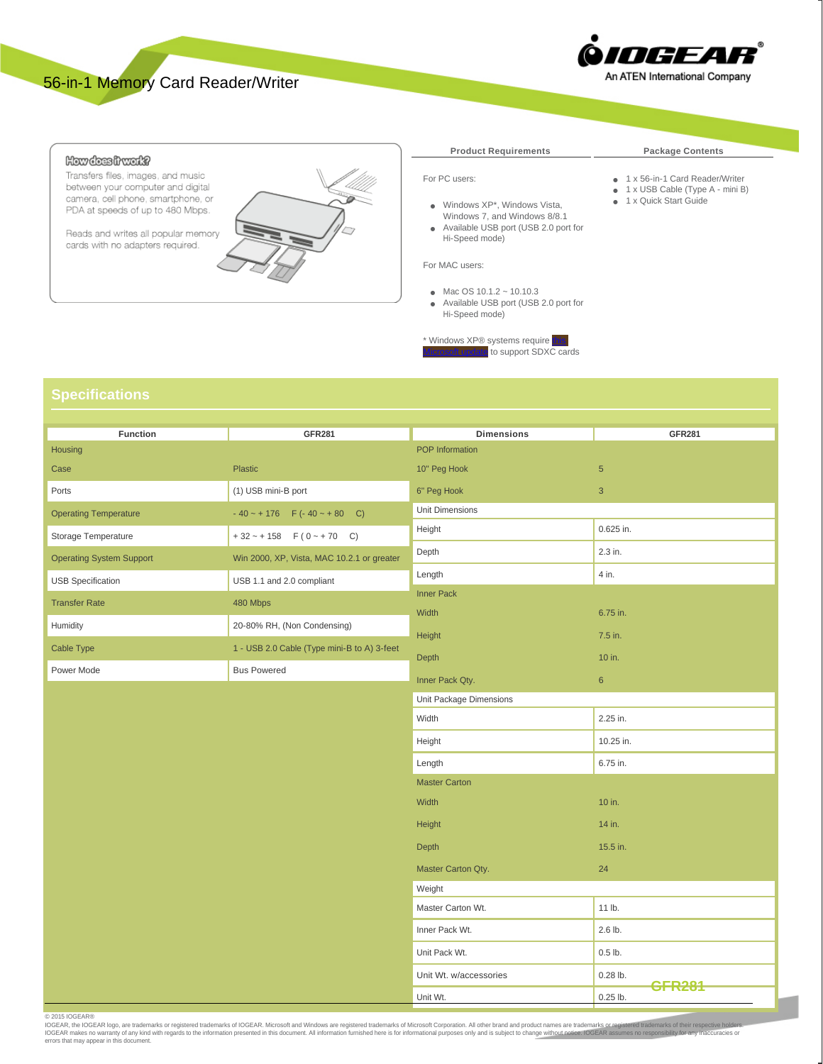# 56-in-1 Memory Card Reader/Writer

IOGEAR® An ATEN International Company

**How does it work?**

Transfers files, images, and music between your computer and digital camera, cell phone, smartphone, or PDA at speeds of up to 480 Mbps.

Reads and writes all popular memory cards with no adapters required.

### Product Requirements

For PC users:

- Windows XP*, Windows Vista, Windows 7, and Windows 8/8.1
- Available USB port (USB 2.0 port for Hi-Speed mode)

For MAC users:

- Mac OS 10.1.2 ~ 10.10.3
- Available USB port (USB 2.0 port for Hi-Speed mode)

* Windows XP® systems require this Microsoft update to support SDXC cards

### Package Contents

- 1 x 56-in-1 Card Reader/Writer
- 1 x USB Cable (Type A - mini B)
- 1 x Quick Start Guide

## Specifications

| Function | GFR281 |
|---|---|
| Housing | |
| Case | Plastic |
| Ports | (1) USB mini-B port |
| Operating Temperature | - 40 ~ + 176 F (- 40 ~ + 80 C) |
| Storage Temperature | + 32 ~ + 158 F ( 0 ~ + 70 C) |
| Operating System Support | Win 2000, XP, Vista, MAC 10.2.1 or greater |
| USB Specification | USB 1.1 and 2.0 compliant |
| Transfer Rate | 480 Mbps |
| Humidity | 20-80% RH, (Non Condensing) |
| Cable Type | 1 - USB 2.0 Cable (Type mini-B to A) 3-feet |
| Power Mode | Bus Powered |

| Dimensions | GFR281 |
|---|---|
| POP Information | |
| 10" Peg Hook | 5 |
| 6" Peg Hook | 3 |
| Unit Dimensions | |
| Height | 0.625 in. |
| Depth | 2.3 in. |
| Length | 4 in. |
| Inner Pack | |
| Width | 6.75 in. |
| Height | 7.5 in. |
| Depth | 10 in. |
| Inner Pack Qty. | 6 |
| Unit Package Dimensions | |
| Width | 2.25 in. |
| Height | 10.25 in. |
| Length | 6.75 in. |
| Master Carton | |
| Width | 10 in. |
| Height | 14 in. |
| Depth | 15.5 in. |
| Master Carton Qty. | 24 |
| Weight | |
| Master Carton Wt. | 11 lb. |
| Inner Pack Wt. | 2.6 lb. |
| Unit Pack Wt. | 0.5 lb. |
| Unit Wt. w/accessories | 0.28 lb. |
| Unit Wt. | 0.25 lb. |

GFR281

© 2015 IOGEAR®
IOGEAR, the IOGEAR logo, are trademarks or registered trademarks of IOGEAR. Microsoft and Windows are registered trademarks of Microsoft Corporation. All other brand and product names are trademarks or registered trademarks of their respective holders. IOGEAR makes no warranty of any kind with regards to the information presented in this document. All information furnished here is for informational purposes only and is subject to change without notice. IOGEAR assumes no responsibility for any inaccuracies or errors that may appear in this document.